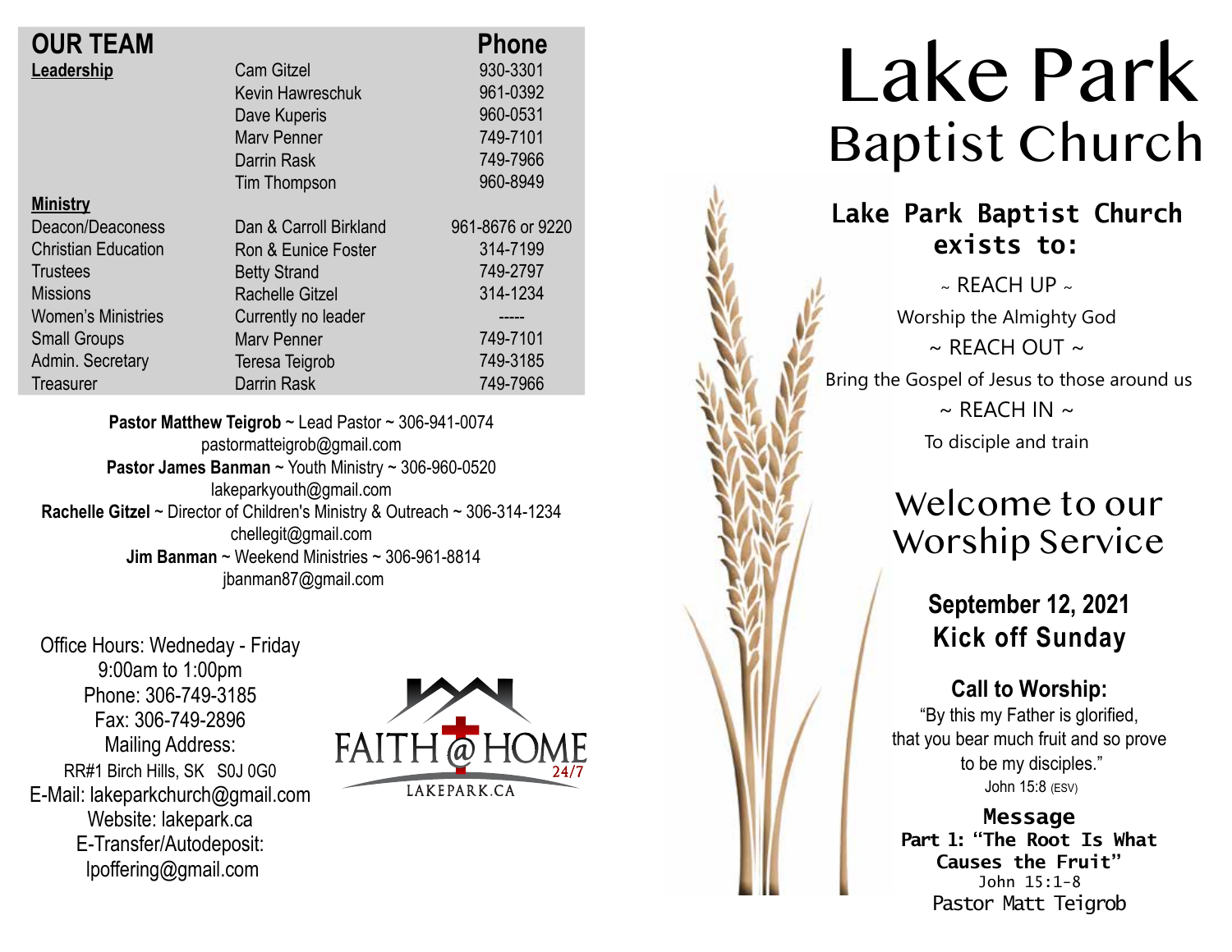## OUR TEAM

| | | Phone |
|---|---|---|
| **Leadership** | Cam Gitzel | 930-3301 |
| | Kevin Hawreschuk | 961-0392 |
| | Dave Kuperis | 960-0531 |
| | Marv Penner | 749-7101 |
| | Darrin Rask | 749-7966 |
| | Tim Thompson | 960-8949 |
| **Ministry** | | |
| Deacon/Deaconess | Dan & Carroll Birkland | 961-8676 or 9220 |
| Christian Education | Ron & Eunice Foster | 314-7199 |
| Trustees | Betty Strand | 749-2797 |
| Missions | Rachelle Gitzel | 314-1234 |
| Women's Ministries | Currently no leader | ----- |
| Small Groups | Marv Penner | 749-7101 |
| Admin. Secretary | Teresa Teigrob | 749-3185 |
| Treasurer | Darrin Rask | 749-7966 |

**Pastor Matthew Teigrob** ~ Lead Pastor ~ 306-941-0074
pastormatteigrob@gmail.com
**Pastor James Banman** ~ Youth Ministry ~ 306-960-0520
lakeparkyouth@gmail.com
**Rachelle Gitzel** ~ Director of Children's Ministry & Outreach ~ 306-314-1234
chellegit@gmail.com
**Jim Banman** ~ Weekend Ministries ~ 306-961-8814
jbanman87@gmail.com

Office Hours: Wedneday - Friday
9:00am to 1:00pm
Phone: 306-749-3185
Fax: 306-749-2896
Mailing Address:
RR#1 Birch Hills, SK S0J 0G0
E-Mail: lakeparkchurch@gmail.com
Website: lakepark.ca
E-Transfer/Autodeposit:
lpoffering@gmail.com

FAITH @ HOME 24/7
LAKEPARK.CA

# Lake Park Baptist Church

**Lake Park Baptist Church exists to:**

~ REACH UP ~
Worship the Almighty God
~ REACH OUT ~
Bring the Gospel of Jesus to those around us
~ REACH IN ~
To disciple and train

## Welcome to our Worship Service

**September 12, 2021**
**Kick off Sunday**

**Call to Worship:**
"By this my Father is glorified, that you bear much fruit and so prove to be my disciples."
John 15:8 (ESV)

**Message**
**Part 1: "The Root Is What Causes the Fruit"**
John 15:1-8
Pastor Matt Teigrob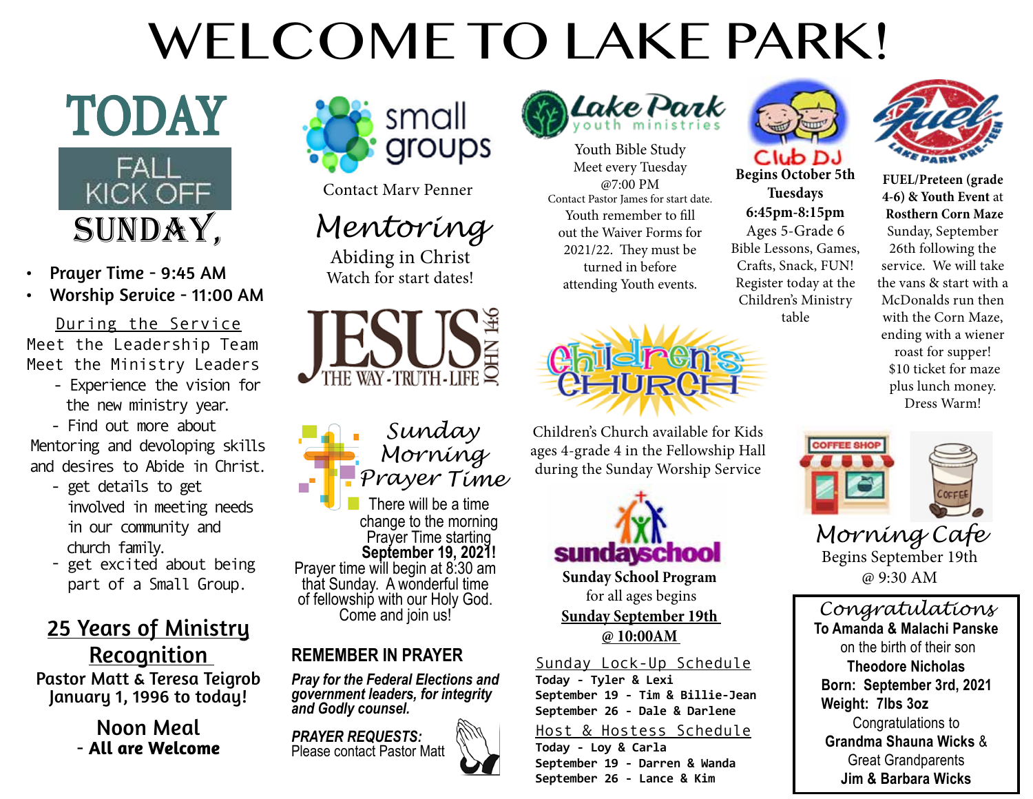# WELCOME TO LAKE PARK!

## TODAY

FALL KICK OFF

SUNDAY,

- **Prayer Time - 9:45 AM**
- **Worship Service - 11:00 AM**

During the Service

Meet the Leadership Team

Meet the Ministry Leaders

- Experience the vision for the new ministry year.
- Find out more about Mentoring and devoloping skills and desires to Abide in Christ.
- get details to get involved in meeting needs in our community and church family.
- get excited about being part of a Small Group.

## 25 Years of Ministry Recognition

**Pastor Matt & Teresa Teigrob**
**January 1, 1996 to today!**

**Noon Meal**
**- All are Welcome**

small groups

Contact Marv Penner

## Mentoring

Abiding in Christ
Watch for start dates!

JESUS THE WAY - TRUTH - LIFE JOHN 14:6

## Sunday Morning Prayer Time

There will be a time change to the morning Prayer Time starting **September 19, 2021!** Prayer time will begin at 8:30 am that Sunday. A wonderful time of fellowship with our Holy God. Come and join us!

### REMEMBER IN PRAYER

***Pray for the Federal Elections and government leaders, for integrity and Godly counsel.***

***PRAYER REQUESTS:***
Please contact Pastor Matt

Lake Park youth ministries

Youth Bible Study
Meet every Tuesday
@7:00 PM
Contact Pastor James for start date.
Youth remember to fill out the Waiver Forms for 2021/22. They must be turned in before attending Youth events.

Club DJ

**Begins October 5th**
**Tuesdays**
**6:45pm-8:15pm**
Ages 5-Grade 6
Bible Lessons, Games, Crafts, Snack, FUN!
Register today at the Children's Ministry table

Fuel LAKE PARK PRE-TEEN

**FUEL/Preteen (grade 4-6) & Youth Event** at **Rosthern Corn Maze** Sunday, September 26th following the service. We will take the vans & start with a McDonalds run then with the Corn Maze, ending with a wiener roast for supper! $10 ticket for maze plus lunch money. Dress Warm!

Children's CHURCH

Children's Church available for Kids ages 4-grade 4 in the Fellowship Hall during the Sunday Worship Service

sundayschool

**Sunday School Program**
for all ages begins
**<u>Sunday September 19th</u>**
**<u>@ 10:00AM</u>**

<u>Sunday Lock-Up Schedule</u>

**Today - Tyler & Lexi**
**September 19 - Tim & Billie-Jean**
**September 26 - Dale & Darlene**

<u>Host & Hostess Schedule</u>

**Today - Loy & Carla**
**September 19 - Darren & Wanda**
**September 26 - Lance & Kim**

COFFEE SHOP

## Morning Cafe

Begins September 19th
@ 9:30 AM

### Congratulations

**To Amanda & Malachi Panske**
on the birth of their son
**Theodore Nicholas**
**Born: September 3rd, 2021**
**Weight: 7lbs 3oz**
Congratulations to
**Grandma Shauna Wicks** &
Great Grandparents
**Jim & Barbara Wicks**